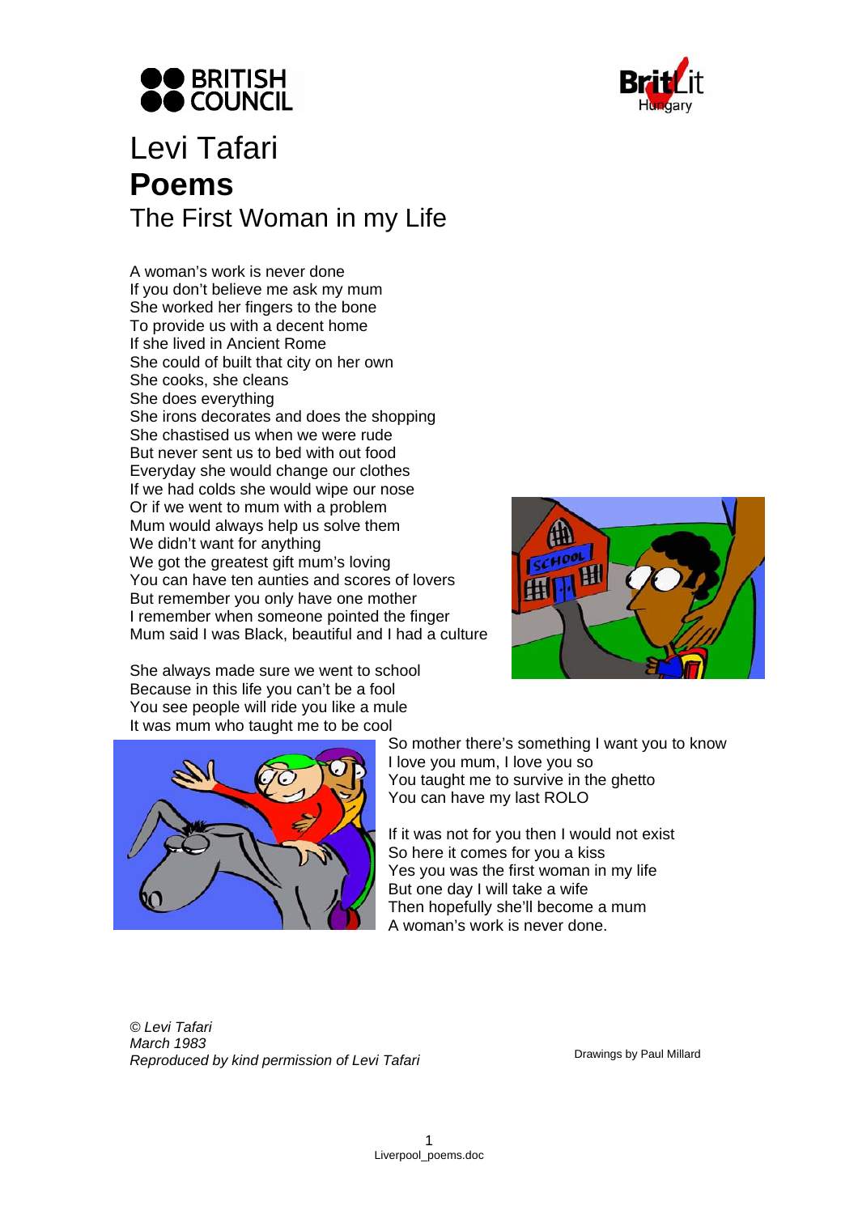# Levi Tafari

# Poems

## The First Woman in my Life

A woman's work is never done  
If you don't believe me ask my mum  
She worked her fingers to the bone  
To provide us with a decent home  
If she lived in Ancient Rome  
She could of built that city on her own  
She cooks, she cleans  
She does everything  
She irons decorates and does the shopping  
She chastised us when we were rude  
But never sent us to bed with out food  
Everyday she would change our clothes  
If we had colds she would wipe our nose  
Or if we went to mum with a problem  
Mum would always help us solve them  
We didn't want for anything  
We got the greatest gift mum's loving  
You can have ten aunties and scores of lovers  
But remember you only have one mother  
I remember when someone pointed the finger  
Mum said I was Black, beautiful and I had a culture

She always made sure we went to school  
Because in this life you can't be a fool  
You see people will ride you like a mule  
It was mum who taught me to be cool

So mother there's something I want you to know  
I love you mum, I love you so  
You taught me to survive in the ghetto  
You can have my last ROLO

If it was not for you then I would not exist  
So here it comes for you a kiss  
Yes you was the first woman in my life  
But one day I will take a wife  
Then hopefully she'll become a mum  
A woman's work is never done.

*© Levi Tafari*  
*March 1983*  
*Reproduced by kind permission of Levi Tafari*

Drawings by Paul Millard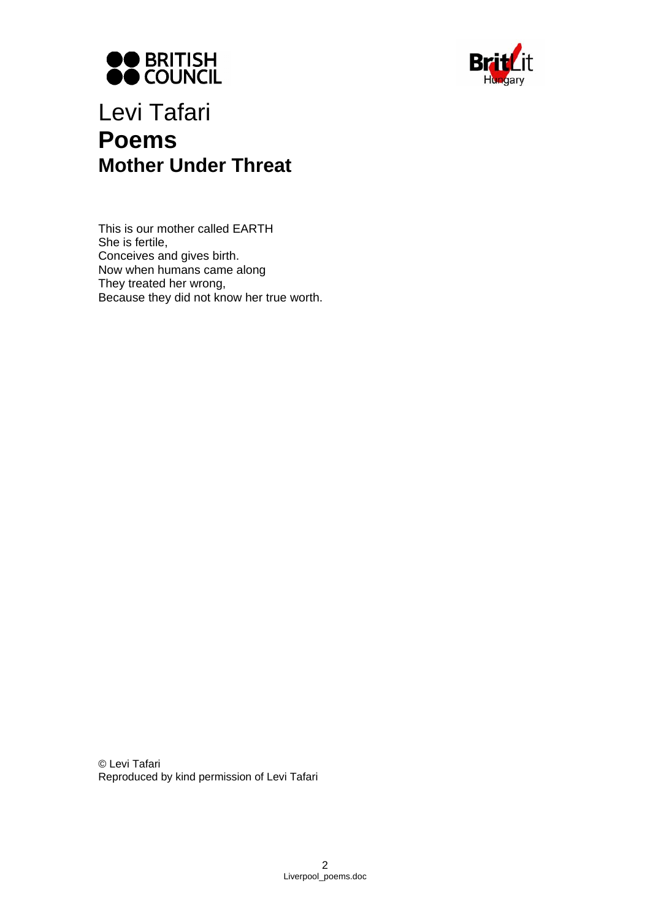# Levi Tafari

## Poems

### Mother Under Threat

This is our mother called EARTH  
She is fertile,  
Conceives and gives birth.  
Now when humans came along  
They treated her wrong,  
Because they did not know her true worth.

© Levi Tafari  
Reproduced by kind permission of Levi Tafari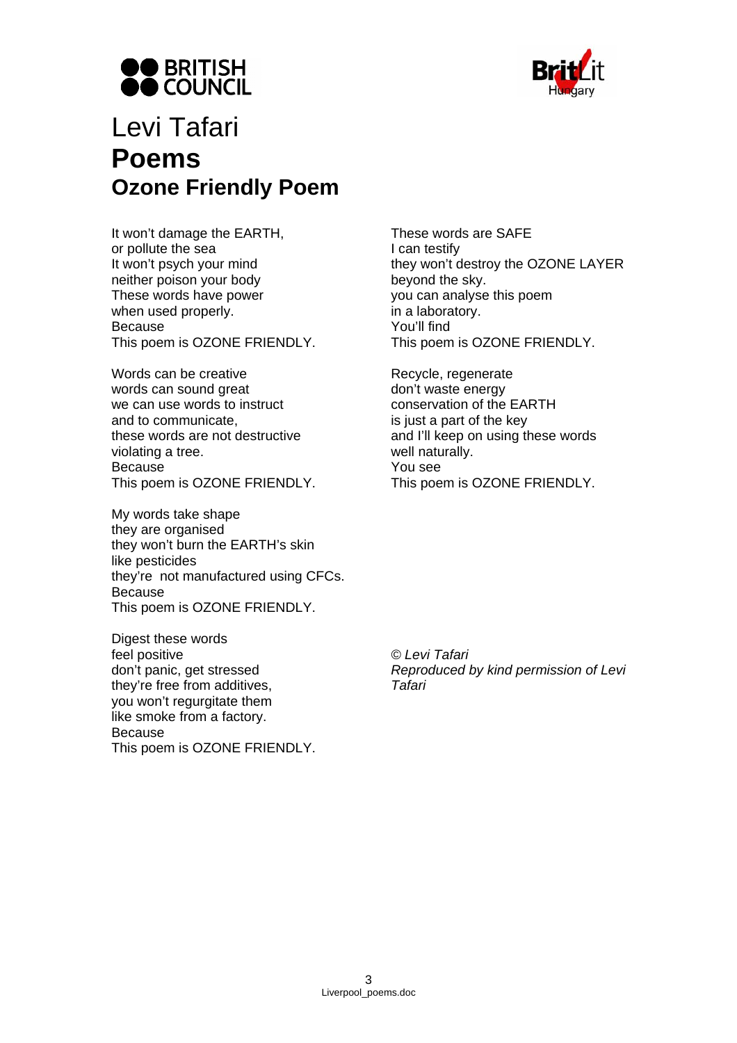# Levi Tafari

# **Poems**

## **Ozone Friendly Poem**

It won't damage the EARTH,
or pollute the sea
It won't psych your mind
neither poison your body
These words have power
when used properly.
Because
This poem is OZONE FRIENDLY.

Words can be creative
words can sound great
we can use words to instruct
and to communicate,
these words are not destructive
violating a tree.
Because
This poem is OZONE FRIENDLY.

My words take shape
they are organised
they won't burn the EARTH's skin
like pesticides
they're not manufactured using CFCs.
Because
This poem is OZONE FRIENDLY.

Digest these words
feel positive
don't panic, get stressed
they're free from additives,
you won't regurgitate them
like smoke from a factory.
Because
This poem is OZONE FRIENDLY.

These words are SAFE
I can testify
they won't destroy the OZONE LAYER
beyond the sky.
you can analyse this poem
in a laboratory.
You'll find
This poem is OZONE FRIENDLY.

Recycle, regenerate
don't waste energy
conservation of the EARTH
is just a part of the key
and I'll keep on using these words
well naturally.
You see
This poem is OZONE FRIENDLY.

*© Levi Tafari*
*Reproduced by kind permission of Levi Tafari*